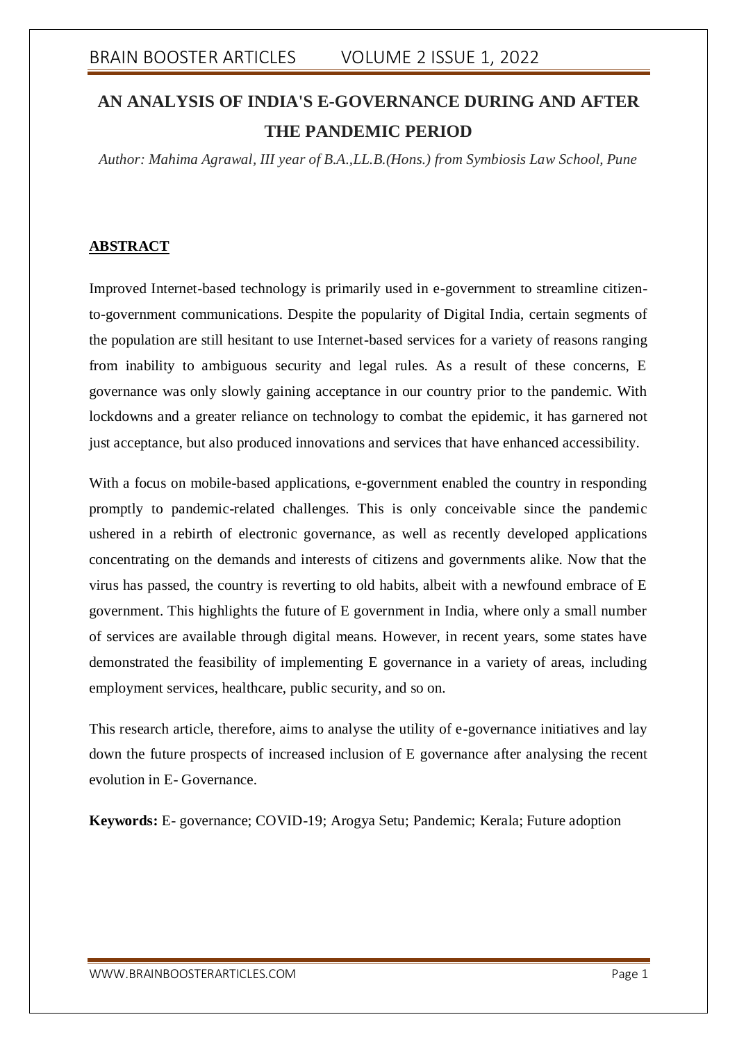# AN ANALYSIS OF INDIA'S E-GOVERNANCE DURING AND AFTER THE PANDEMIC PERIOD

*Author: Mahima Agrawal, III year of B.A.,LL.B.(Hons.) from Symbiosis Law School, Pune*

## ABSTRACT

Improved Internet-based technology is primarily used in e-government to streamline citizen-to-government communications. Despite the popularity of Digital India, certain segments of the population are still hesitant to use Internet-based services for a variety of reasons ranging from inability to ambiguous security and legal rules. As a result of these concerns, E governance was only slowly gaining acceptance in our country prior to the pandemic. With lockdowns and a greater reliance on technology to combat the epidemic, it has garnered not just acceptance, but also produced innovations and services that have enhanced accessibility.

With a focus on mobile-based applications, e-government enabled the country in responding promptly to pandemic-related challenges. This is only conceivable since the pandemic ushered in a rebirth of electronic governance, as well as recently developed applications concentrating on the demands and interests of citizens and governments alike. Now that the virus has passed, the country is reverting to old habits, albeit with a newfound embrace of E government. This highlights the future of E government in India, where only a small number of services are available through digital means. However, in recent years, some states have demonstrated the feasibility of implementing E governance in a variety of areas, including employment services, healthcare, public security, and so on.

This research article, therefore, aims to analyse the utility of e-governance initiatives and lay down the future prospects of increased inclusion of E governance after analysing the recent evolution in E- Governance.

**Keywords:** E- governance; COVID-19; Arogya Setu; Pandemic; Kerala; Future adoption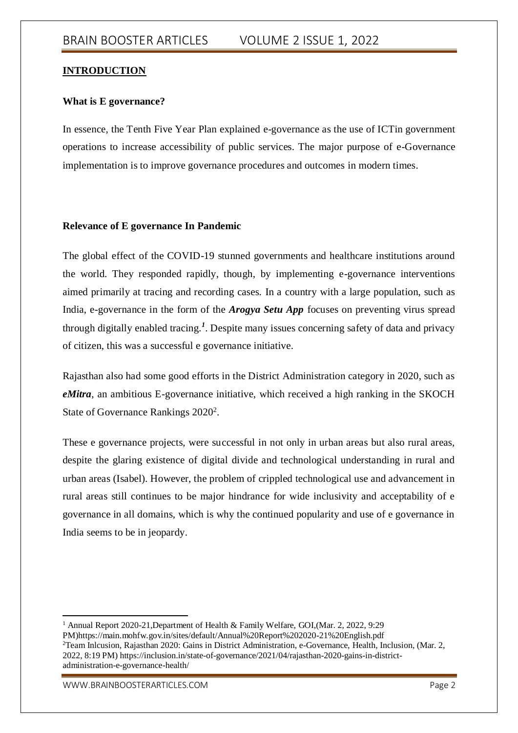## INTRODUCTION

### What is E governance?

In essence, the Tenth Five Year Plan explained e-governance as the use of ICTin government operations to increase accessibility of public services. The major purpose of e-Governance implementation is to improve governance procedures and outcomes in modern times.

### Relevance of E governance In Pandemic

The global effect of the COVID-19 stunned governments and healthcare institutions around the world. They responded rapidly, though, by implementing e-governance interventions aimed primarily at tracing and recording cases. In a country with a large population, such as India, e-governance in the form of the ***Arogya Setu App*** focuses on preventing virus spread through digitally enabled tracing.[1]. Despite many issues concerning safety of data and privacy of citizen, this was a successful e governance initiative.

Rajasthan also had some good efforts in the District Administration category in 2020, such as ***eMitra***, an ambitious E-governance initiative, which received a high ranking in the SKOCH State of Governance Rankings 2020[2].

These e governance projects, were successful in not only in urban areas but also rural areas, despite the glaring existence of digital divide and technological understanding in rural and urban areas (Isabel). However, the problem of crippled technological use and advancement in rural areas still continues to be major hindrance for wide inclusivity and acceptability of e governance in all domains, which is why the continued popularity and use of e governance in India seems to be in jeopardy.

---

[1] Annual Report 2020-21,Department of Health & Family Welfare, GOI,(Mar. 2, 2022, 9:29 PM)https://main.mohfw.gov.in/sites/default/Annual%20Report%202020-21%20English.pdf

[2] Team Inlcusion, Rajasthan 2020: Gains in District Administration, e-Governance, Health, Inclusion, (Mar. 2, 2022, 8:19 PM) https://inclusion.in/state-of-governance/2021/04/rajasthan-2020-gains-in-district-administration-e-governance-health/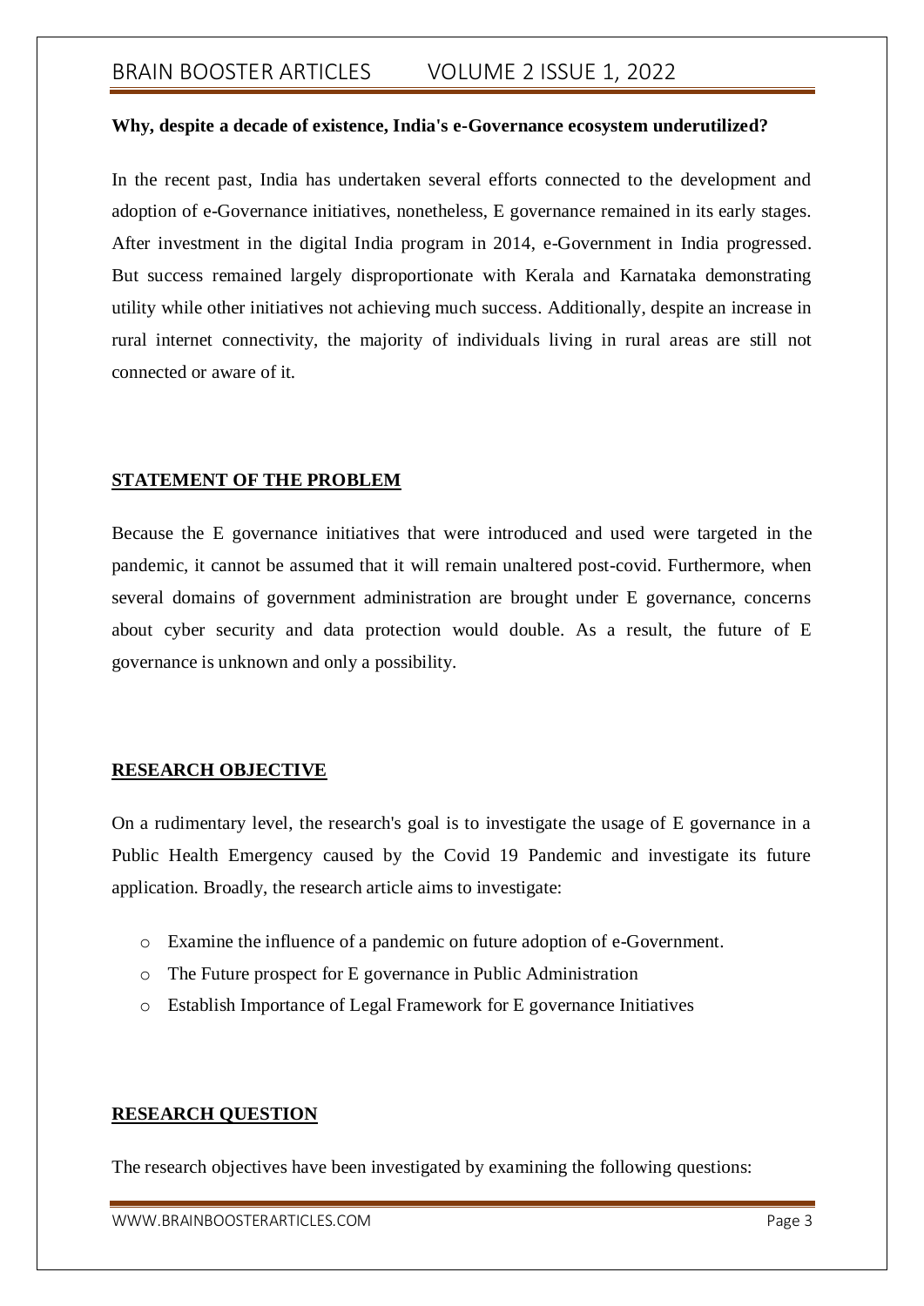**Why, despite a decade of existence, India's e-Governance ecosystem underutilized?**

In the recent past, India has undertaken several efforts connected to the development and adoption of e-Governance initiatives, nonetheless, E governance remained in its early stages. After investment in the digital India program in 2014, e-Government in India progressed. But success remained largely disproportionate with Kerala and Karnataka demonstrating utility while other initiatives not achieving much success. Additionally, despite an increase in rural internet connectivity, the majority of individuals living in rural areas are still not connected or aware of it.

## STATEMENT OF THE PROBLEM

Because the E governance initiatives that were introduced and used were targeted in the pandemic, it cannot be assumed that it will remain unaltered post-covid. Furthermore, when several domains of government administration are brought under E governance, concerns about cyber security and data protection would double. As a result, the future of E governance is unknown and only a possibility.

## RESEARCH OBJECTIVE

On a rudimentary level, the research's goal is to investigate the usage of E governance in a Public Health Emergency caused by the Covid 19 Pandemic and investigate its future application. Broadly, the research article aims to investigate:

- Examine the influence of a pandemic on future adoption of e-Government.
- The Future prospect for E governance in Public Administration
- Establish Importance of Legal Framework for E governance Initiatives

## RESEARCH QUESTION

The research objectives have been investigated by examining the following questions: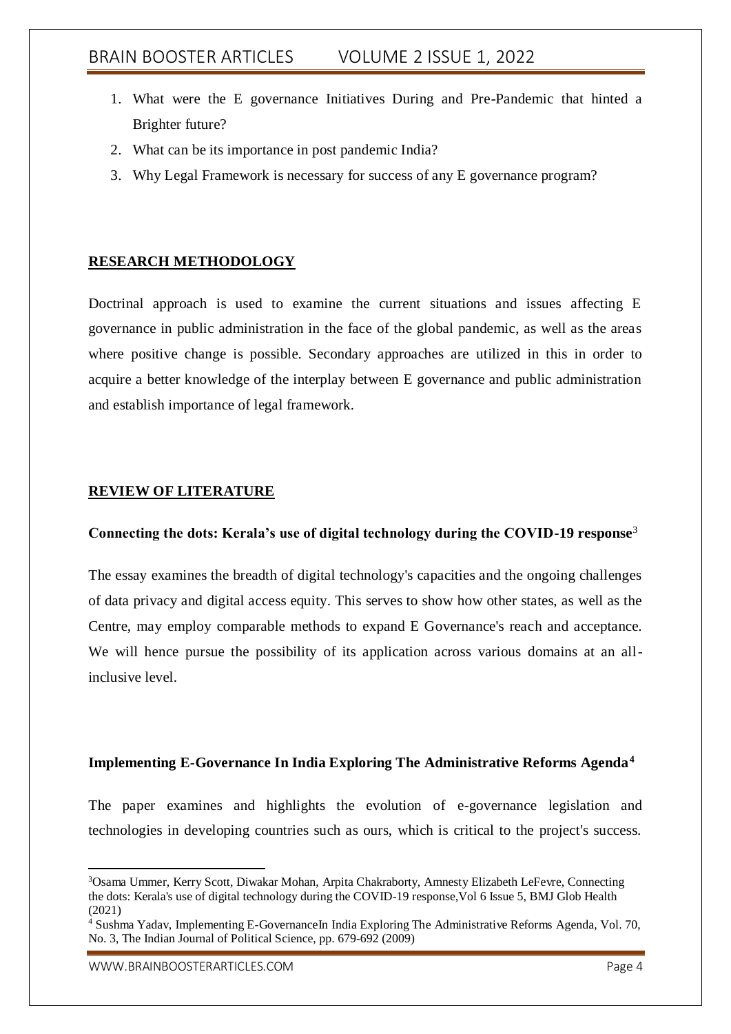1. What were the E governance Initiatives During and Pre-Pandemic that hinted a Brighter future?
2. What can be its importance in post pandemic India?
3. Why Legal Framework is necessary for success of any E governance program?

## RESEARCH METHODOLOGY

Doctrinal approach is used to examine the current situations and issues affecting E governance in public administration in the face of the global pandemic, as well as the areas where positive change is possible. Secondary approaches are utilized in this in order to acquire a better knowledge of the interplay between E governance and public administration and establish importance of legal framework.

## REVIEW OF LITERATURE

### Connecting the dots: Kerala's use of digital technology during the COVID-19 response[3]

The essay examines the breadth of digital technology's capacities and the ongoing challenges of data privacy and digital access equity. This serves to show how other states, as well as the Centre, may employ comparable methods to expand E Governance's reach and acceptance. We will hence pursue the possibility of its application across various domains at an all-inclusive level.

### Implementing E-Governance In India Exploring The Administrative Reforms Agenda[4]

The paper examines and highlights the evolution of e-governance legislation and technologies in developing countries such as ours, which is critical to the project's success.

---

[3] Osama Ummer, Kerry Scott, Diwakar Mohan, Arpita Chakraborty, Amnesty Elizabeth LeFevre, Connecting the dots: Kerala's use of digital technology during the COVID-19 response,Vol 6 Issue 5, BMJ Glob Health (2021)

[4] Sushma Yadav, Implementing E-GovernanceIn India Exploring The Administrative Reforms Agenda, Vol. 70, No. 3, The Indian Journal of Political Science, pp. 679-692 (2009)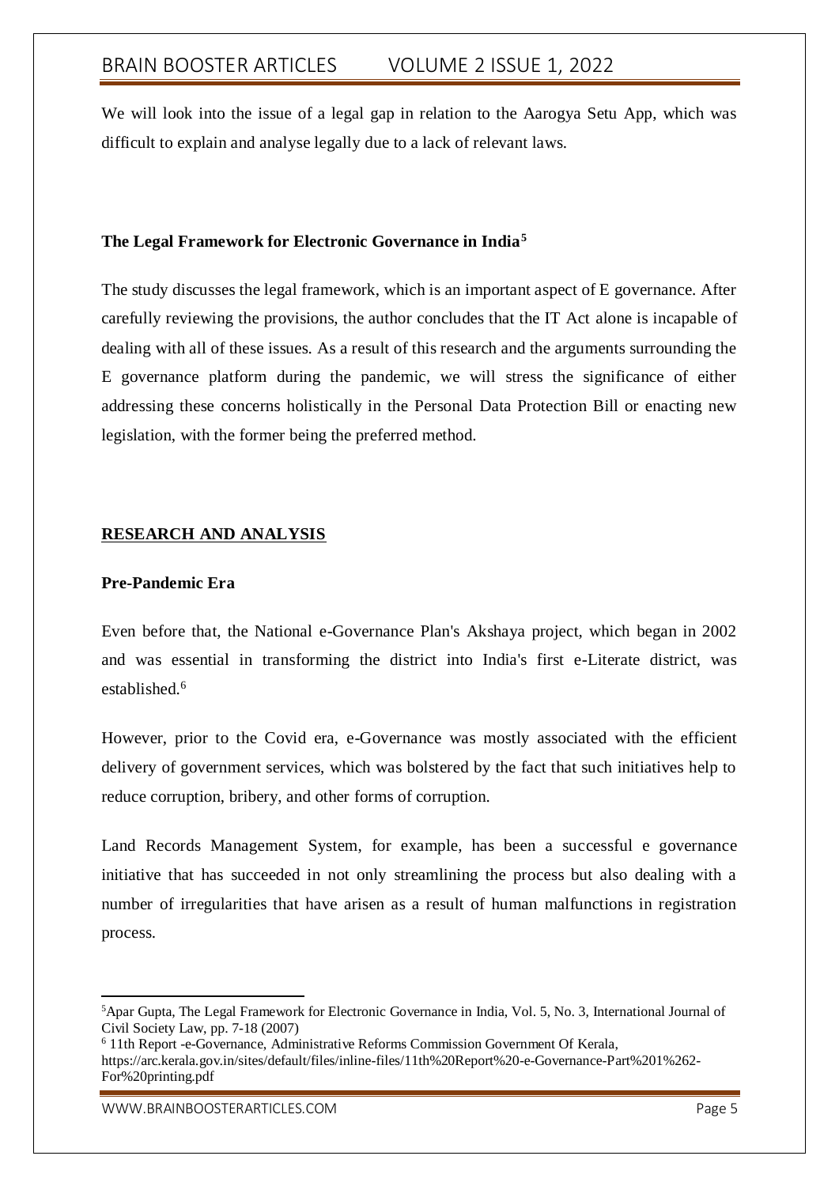We will look into the issue of a legal gap in relation to the Aarogya Setu App, which was difficult to explain and analyse legally due to a lack of relevant laws.

### The Legal Framework for Electronic Governance in India[5]

The study discusses the legal framework, which is an important aspect of E governance. After carefully reviewing the provisions, the author concludes that the IT Act alone is incapable of dealing with all of these issues. As a result of this research and the arguments surrounding the E governance platform during the pandemic, we will stress the significance of either addressing these concerns holistically in the Personal Data Protection Bill or enacting new legislation, with the former being the preferred method.

## RESEARCH AND ANALYSIS

### Pre-Pandemic Era

Even before that, the National e-Governance Plan's Akshaya project, which began in 2002 and was essential in transforming the district into India's first e-Literate district, was established.[6]

However, prior to the Covid era, e-Governance was mostly associated with the efficient delivery of government services, which was bolstered by the fact that such initiatives help to reduce corruption, bribery, and other forms of corruption.

Land Records Management System, for example, has been a successful e governance initiative that has succeeded in not only streamlining the process but also dealing with a number of irregularities that have arisen as a result of human malfunctions in registration process.

---

[5] Apar Gupta, The Legal Framework for Electronic Governance in India, Vol. 5, No. 3, International Journal of Civil Society Law, pp. 7-18 (2007)

[6] 11th Report -e-Governance, Administrative Reforms Commission Government Of Kerala, https://arc.kerala.gov.in/sites/default/files/inline-files/11th%20Report%20-e-Governance-Part%201%262-For%20printing.pdf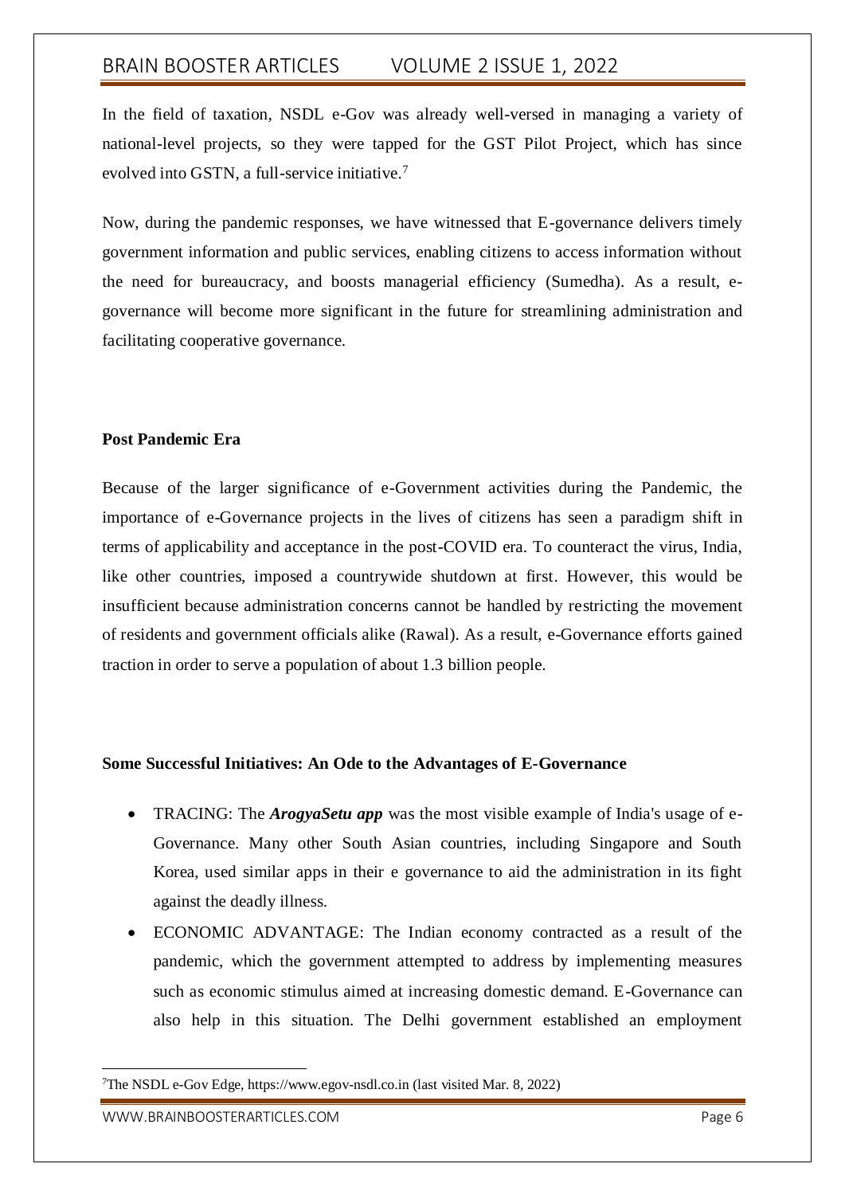In the field of taxation, NSDL e-Gov was already well-versed in managing a variety of national-level projects, so they were tapped for the GST Pilot Project, which has since evolved into GSTN, a full-service initiative.[7]

Now, during the pandemic responses, we have witnessed that E-governance delivers timely government information and public services, enabling citizens to access information without the need for bureaucracy, and boosts managerial efficiency (Sumedha). As a result, e-governance will become more significant in the future for streamlining administration and facilitating cooperative governance.

**Post Pandemic Era**

Because of the larger significance of e-Government activities during the Pandemic, the importance of e-Governance projects in the lives of citizens has seen a paradigm shift in terms of applicability and acceptance in the post-COVID era. To counteract the virus, India, like other countries, imposed a countrywide shutdown at first. However, this would be insufficient because administration concerns cannot be handled by restricting the movement of residents and government officials alike (Rawal). As a result, e-Governance efforts gained traction in order to serve a population of about 1.3 billion people.

**Some Successful Initiatives: An Ode to the Advantages of E-Governance**

- TRACING: The ***ArogyaSetu app*** was the most visible example of India's usage of e-Governance. Many other South Asian countries, including Singapore and South Korea, used similar apps in their e governance to aid the administration in its fight against the deadly illness.
- ECONOMIC ADVANTAGE: The Indian economy contracted as a result of the pandemic, which the government attempted to address by implementing measures such as economic stimulus aimed at increasing domestic demand. E-Governance can also help in this situation. The Delhi government established an employment

[7] The NSDL e-Gov Edge, https://www.egov-nsdl.co.in (last visited Mar. 8, 2022)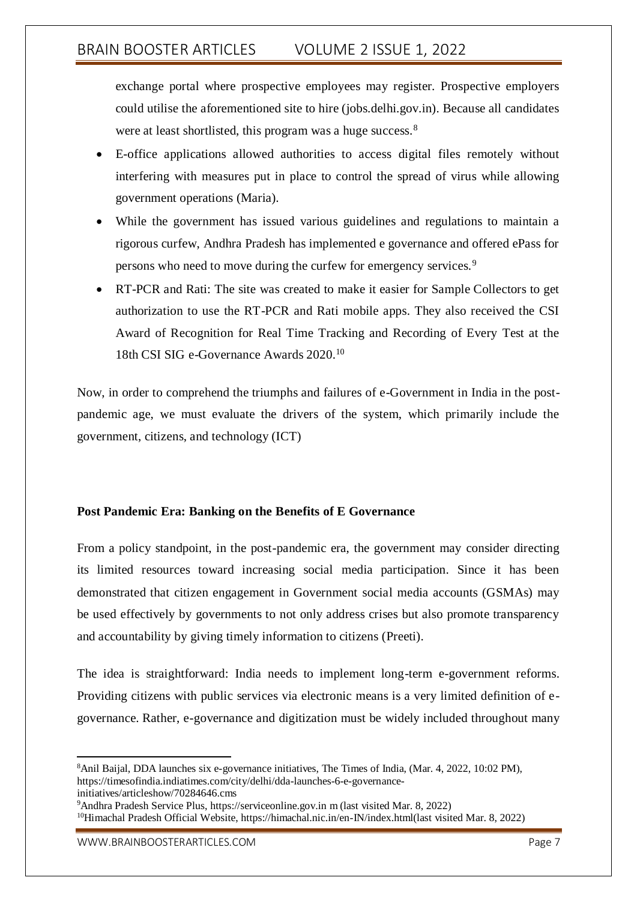exchange portal where prospective employees may register. Prospective employers could utilise the aforementioned site to hire (jobs.delhi.gov.in). Because all candidates were at least shortlisted, this program was a huge success.[8]

- E-office applications allowed authorities to access digital files remotely without interfering with measures put in place to control the spread of virus while allowing government operations (Maria).
- While the government has issued various guidelines and regulations to maintain a rigorous curfew, Andhra Pradesh has implemented e governance and offered ePass for persons who need to move during the curfew for emergency services.[9]
- RT-PCR and Rati: The site was created to make it easier for Sample Collectors to get authorization to use the RT-PCR and Rati mobile apps. They also received the CSI Award of Recognition for Real Time Tracking and Recording of Every Test at the 18th CSI SIG e-Governance Awards 2020.[10]

Now, in order to comprehend the triumphs and failures of e-Government in India in the post-pandemic age, we must evaluate the drivers of the system, which primarily include the government, citizens, and technology (ICT)

**Post Pandemic Era: Banking on the Benefits of E Governance**

From a policy standpoint, in the post-pandemic era, the government may consider directing its limited resources toward increasing social media participation. Since it has been demonstrated that citizen engagement in Government social media accounts (GSMAs) may be used effectively by governments to not only address crises but also promote transparency and accountability by giving timely information to citizens (Preeti).

The idea is straightforward: India needs to implement long-term e-government reforms. Providing citizens with public services via electronic means is a very limited definition of e-governance. Rather, e-governance and digitization must be widely included throughout many

---

[8]Anil Baijal, DDA launches six e-governance initiatives, The Times of India, (Mar. 4, 2022, 10:02 PM), https://timesofindia.indiatimes.com/city/delhi/dda-launches-6-e-governance-initiatives/articleshow/70284646.cms

[9]Andhra Pradesh Service Plus, https://serviceonline.gov.in m (last visited Mar. 8, 2022)

[10]Himachal Pradesh Official Website, https://himachal.nic.in/en-IN/index.html(last visited Mar. 8, 2022)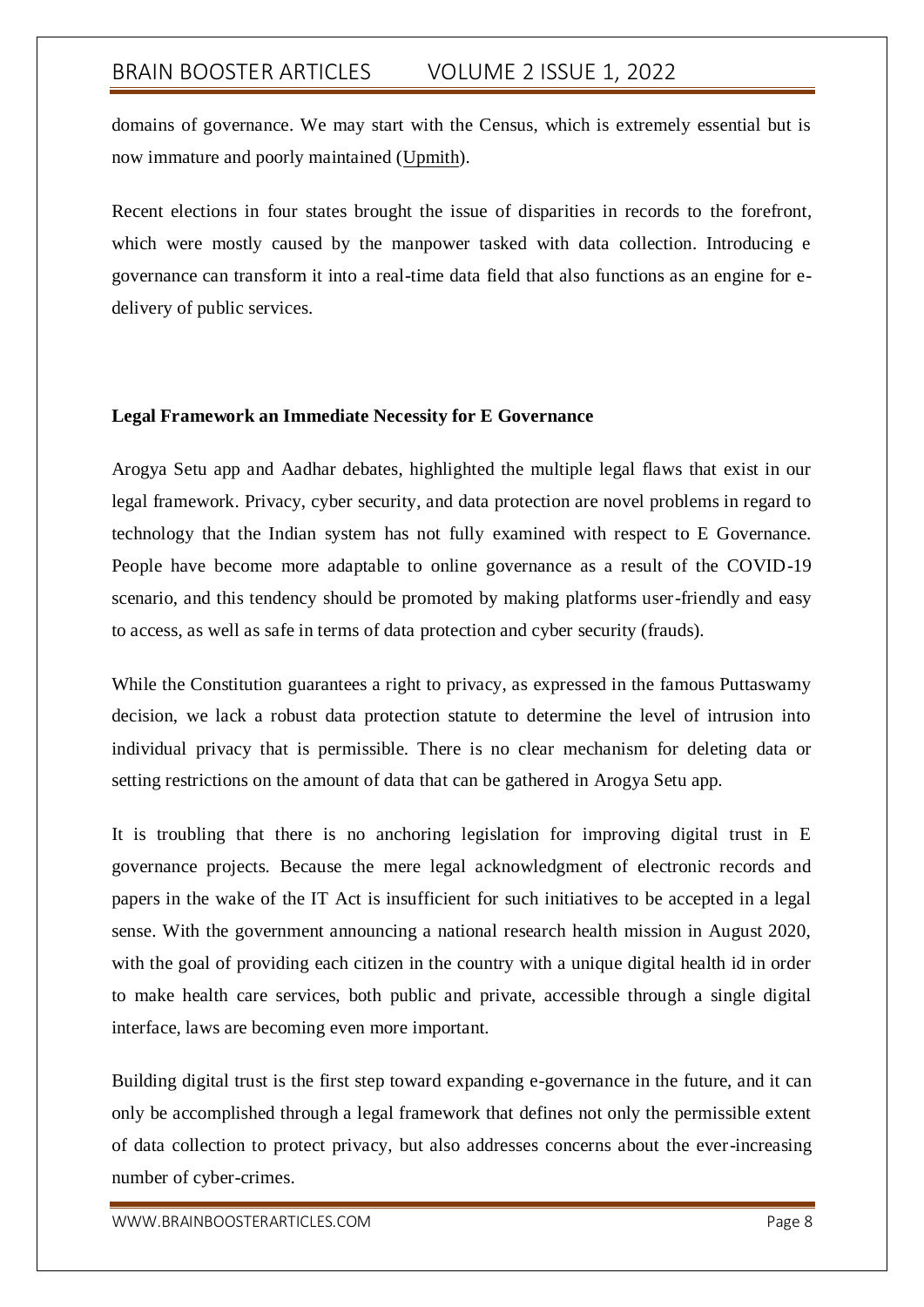domains of governance. We may start with the Census, which is extremely essential but is now immature and poorly maintained (Upmith).

Recent elections in four states brought the issue of disparities in records to the forefront, which were mostly caused by the manpower tasked with data collection. Introducing e governance can transform it into a real-time data field that also functions as an engine for e-delivery of public services.

**Legal Framework an Immediate Necessity for E Governance**

Arogya Setu app and Aadhar debates, highlighted the multiple legal flaws that exist in our legal framework. Privacy, cyber security, and data protection are novel problems in regard to technology that the Indian system has not fully examined with respect to E Governance. People have become more adaptable to online governance as a result of the COVID-19 scenario, and this tendency should be promoted by making platforms user-friendly and easy to access, as well as safe in terms of data protection and cyber security (frauds).

While the Constitution guarantees a right to privacy, as expressed in the famous Puttaswamy decision, we lack a robust data protection statute to determine the level of intrusion into individual privacy that is permissible. There is no clear mechanism for deleting data or setting restrictions on the amount of data that can be gathered in Arogya Setu app.

It is troubling that there is no anchoring legislation for improving digital trust in E governance projects. Because the mere legal acknowledgment of electronic records and papers in the wake of the IT Act is insufficient for such initiatives to be accepted in a legal sense. With the government announcing a national research health mission in August 2020, with the goal of providing each citizen in the country with a unique digital health id in order to make health care services, both public and private, accessible through a single digital interface, laws are becoming even more important.

Building digital trust is the first step toward expanding e-governance in the future, and it can only be accomplished through a legal framework that defines not only the permissible extent of data collection to protect privacy, but also addresses concerns about the ever-increasing number of cyber-crimes.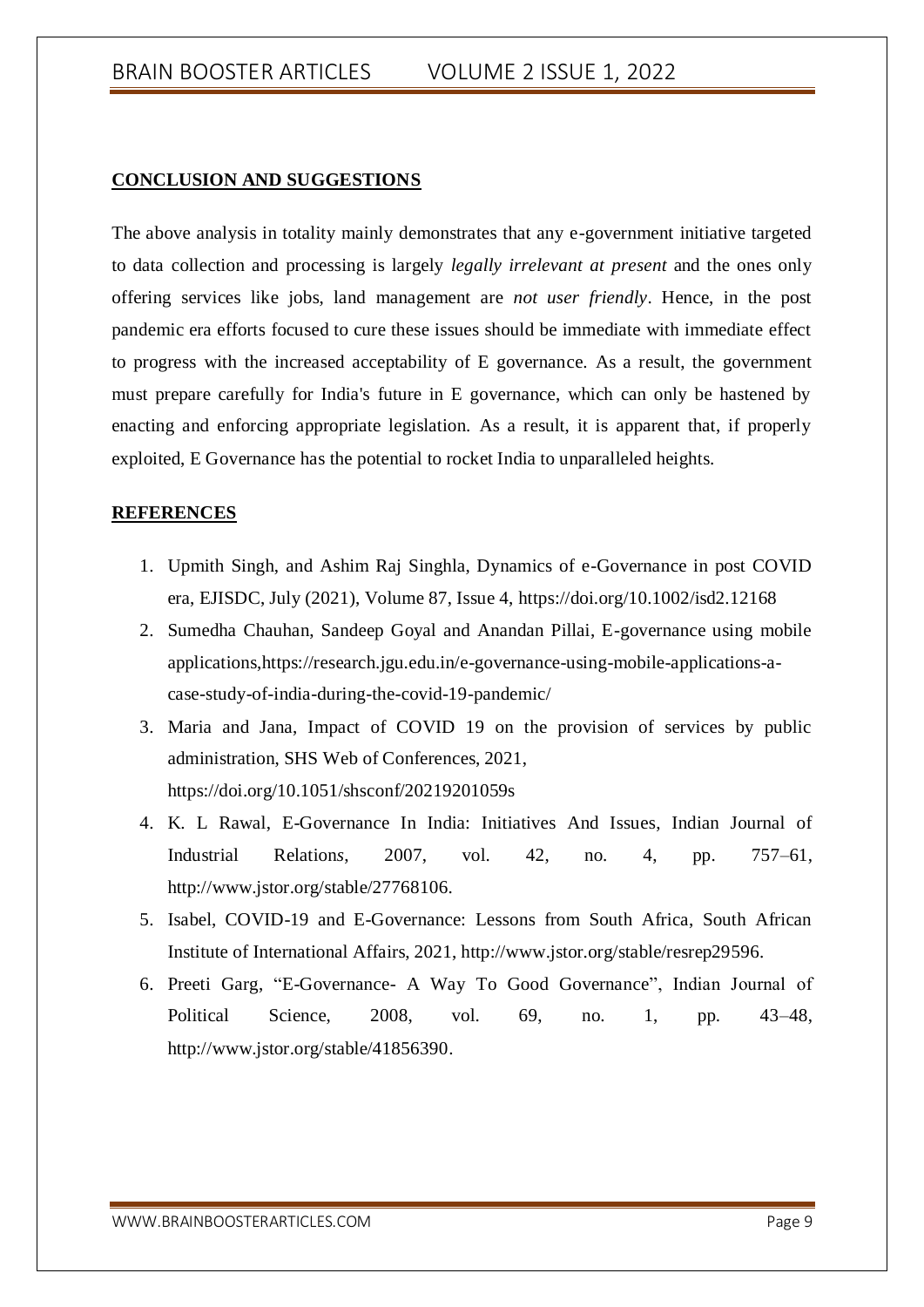## CONCLUSION AND SUGGESTIONS

The above analysis in totality mainly demonstrates that any e-government initiative targeted to data collection and processing is largely *legally irrelevant at present* and the ones only offering services like jobs, land management are *not user friendly*. Hence, in the post pandemic era efforts focused to cure these issues should be immediate with immediate effect to progress with the increased acceptability of E governance. As a result, the government must prepare carefully for India's future in E governance, which can only be hastened by enacting and enforcing appropriate legislation. As a result, it is apparent that, if properly exploited, E Governance has the potential to rocket India to unparalleled heights.

## REFERENCES

1. Upmith Singh, and Ashim Raj Singhla, Dynamics of e-Governance in post COVID era, EJISDC, July (2021), Volume 87, Issue 4, https://doi.org/10.1002/isd2.12168
2. Sumedha Chauhan, Sandeep Goyal and Anandan Pillai, E-governance using mobile applications,https://research.jgu.edu.in/e-governance-using-mobile-applications-a-case-study-of-india-during-the-covid-19-pandemic/
3. Maria and Jana, Impact of COVID 19 on the provision of services by public administration, SHS Web of Conferences, 2021, https://doi.org/10.1051/shsconf/20219201059s
4. K. L Rawal, E-Governance In India: Initiatives And Issues, Indian Journal of Industrial Relations, 2007, vol. 42, no. 4, pp. 757–61, http://www.jstor.org/stable/27768106.
5. Isabel, COVID-19 and E-Governance: Lessons from South Africa, South African Institute of International Affairs, 2021, http://www.jstor.org/stable/resrep29596.
6. Preeti Garg, "E-Governance- A Way To Good Governance", Indian Journal of Political Science, 2008, vol. 69, no. 1, pp. 43–48, http://www.jstor.org/stable/41856390.